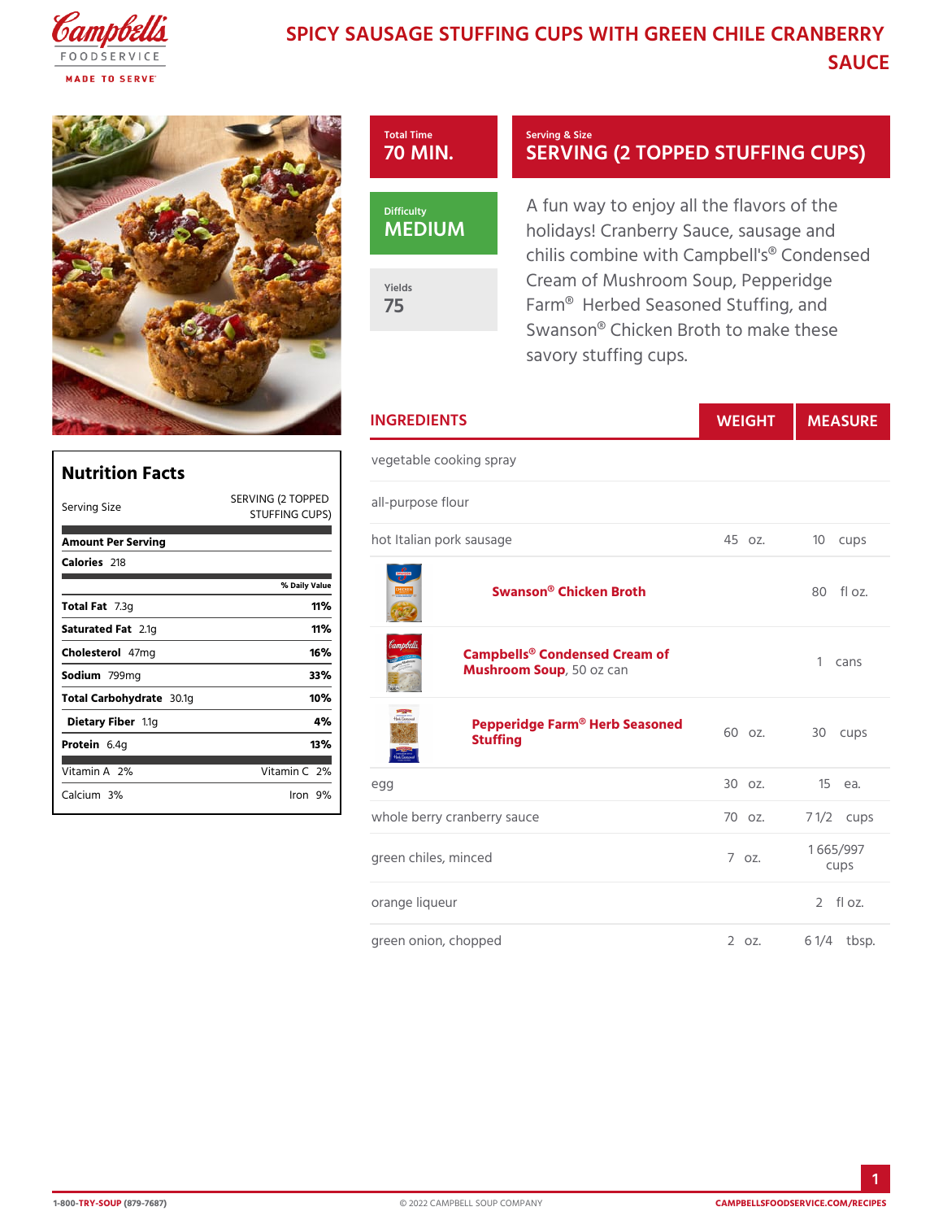# SPICY SAUSAGE STUFFING CUPS WITH GREEN CHILE CRANBERRY SAUCE

**Total Time**
70 MIN.

**Serving & Size**
SERVING (2 TOPPED STUFFING CUPS)

**Difficulty**
MEDIUM

**Yields**
75

A fun way to enjoy all the flavors of the holidays! Cranberry Sauce, sausage and chilis combine with Campbell's® Condensed Cream of Mushroom Soup, Pepperidge Farm® Herbed Seasoned Stuffing, and Swanson® Chicken Broth to make these savory stuffing cups.

## Nutrition Facts

| Serving Size | SERVING (2 TOPPED STUFFING CUPS) |
|---|---|
| **Amount Per Serving** | |
| **Calories** 218 | |
| | **% Daily Value** |
| **Total Fat** 7.3g | **11%** |
| **Saturated Fat** 2.1g | **11%** |
| **Cholesterol** 47mg | **16%** |
| **Sodium** 799mg | **33%** |
| **Total Carbohydrate** 30.1g | **10%** |
| **Dietary Fiber** 1.1g | **4%** |
| **Protein** 6.4g | **13%** |
| Vitamin A 2% | Vitamin C 2% |
| Calcium 3% | Iron 9% |

## INGREDIENTS

| Ingredient | WEIGHT | MEASURE |
|---|---|---|
| vegetable cooking spray | | |
| all-purpose flour | | |
| hot Italian pork sausage | 45 oz. | 10 cups |
| **Swanson® Chicken Broth** | | 80 fl oz. |
| **Campbells® Condensed Cream of Mushroom Soup**, 50 oz can | | 1 cans |
| **Pepperidge Farm® Herb Seasoned Stuffing** | 60 oz. | 30 cups |
| egg | 30 oz. | 15 ea. |
| whole berry cranberry sauce | 70 oz. | 7 1/2 cups |
| green chiles, minced | 7 oz. | 1 665/997 cups |
| orange liqueur | | 2 fl oz. |
| green onion, chopped | 2 oz. | 6 1/4 tbsp. |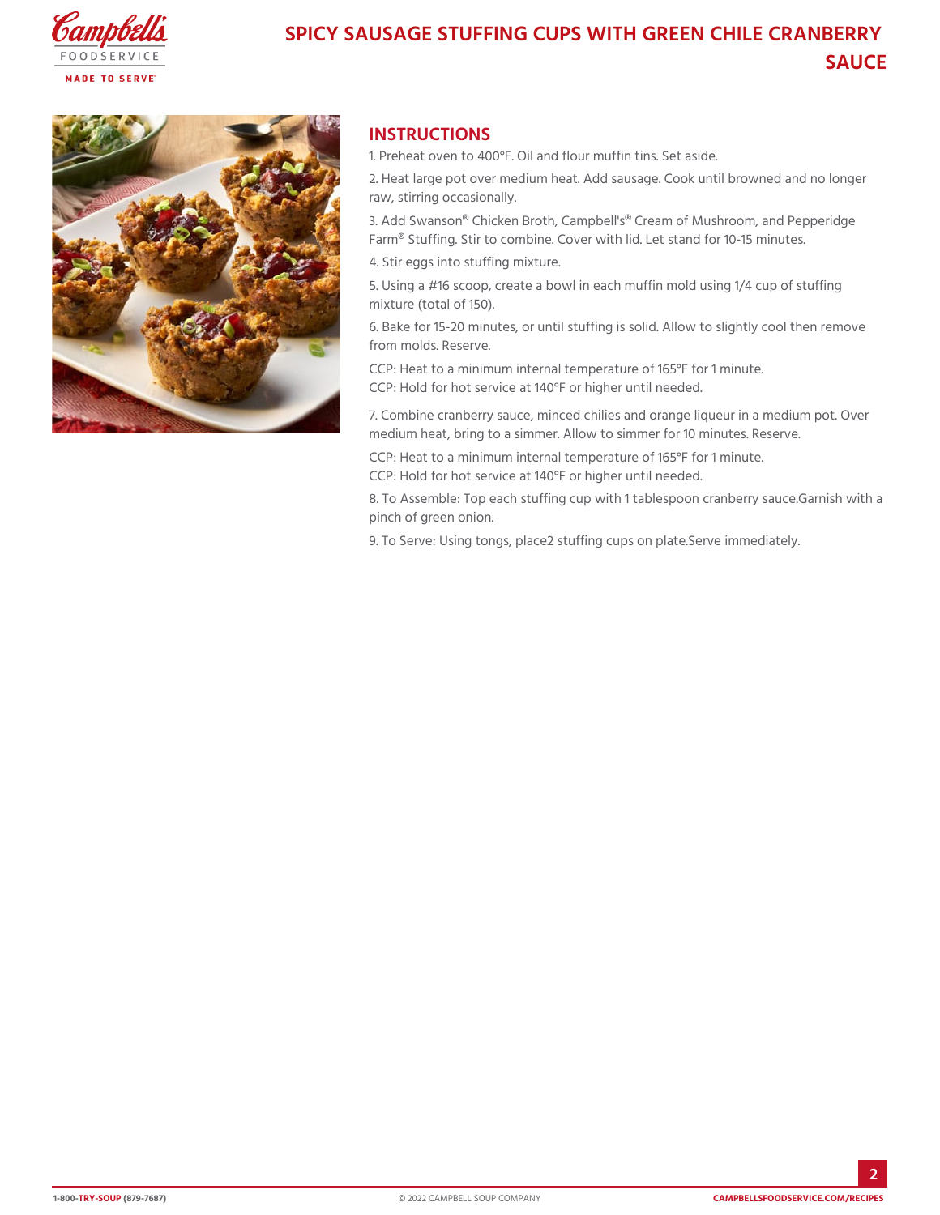# SPICY SAUSAGE STUFFING CUPS WITH GREEN CHILE CRANBERRY SAUCE

## INSTRUCTIONS

1. Preheat oven to 400°F. Oil and flour muffin tins. Set aside.

2. Heat large pot over medium heat. Add sausage. Cook until browned and no longer raw, stirring occasionally.

3. Add Swanson® Chicken Broth, Campbell's® Cream of Mushroom, and Pepperidge Farm® Stuffing. Stir to combine. Cover with lid. Let stand for 10-15 minutes.

4. Stir eggs into stuffing mixture.

5. Using a #16 scoop, create a bowl in each muffin mold using 1/4 cup of stuffing mixture (total of 150).

6. Bake for 15-20 minutes, or until stuffing is solid. Allow to slightly cool then remove from molds. Reserve.

CCP: Heat to a minimum internal temperature of 165°F for 1 minute.
CCP: Hold for hot service at 140°F or higher until needed.

7. Combine cranberry sauce, minced chilies and orange liqueur in a medium pot. Over medium heat, bring to a simmer. Allow to simmer for 10 minutes. Reserve.

CCP: Heat to a minimum internal temperature of 165°F for 1 minute.
CCP: Hold for hot service at 140°F or higher until needed.

8. To Assemble: Top each stuffing cup with 1 tablespoon cranberry sauce.Garnish with a pinch of green onion.

9. To Serve: Using tongs, place2 stuffing cups on plate.Serve immediately.